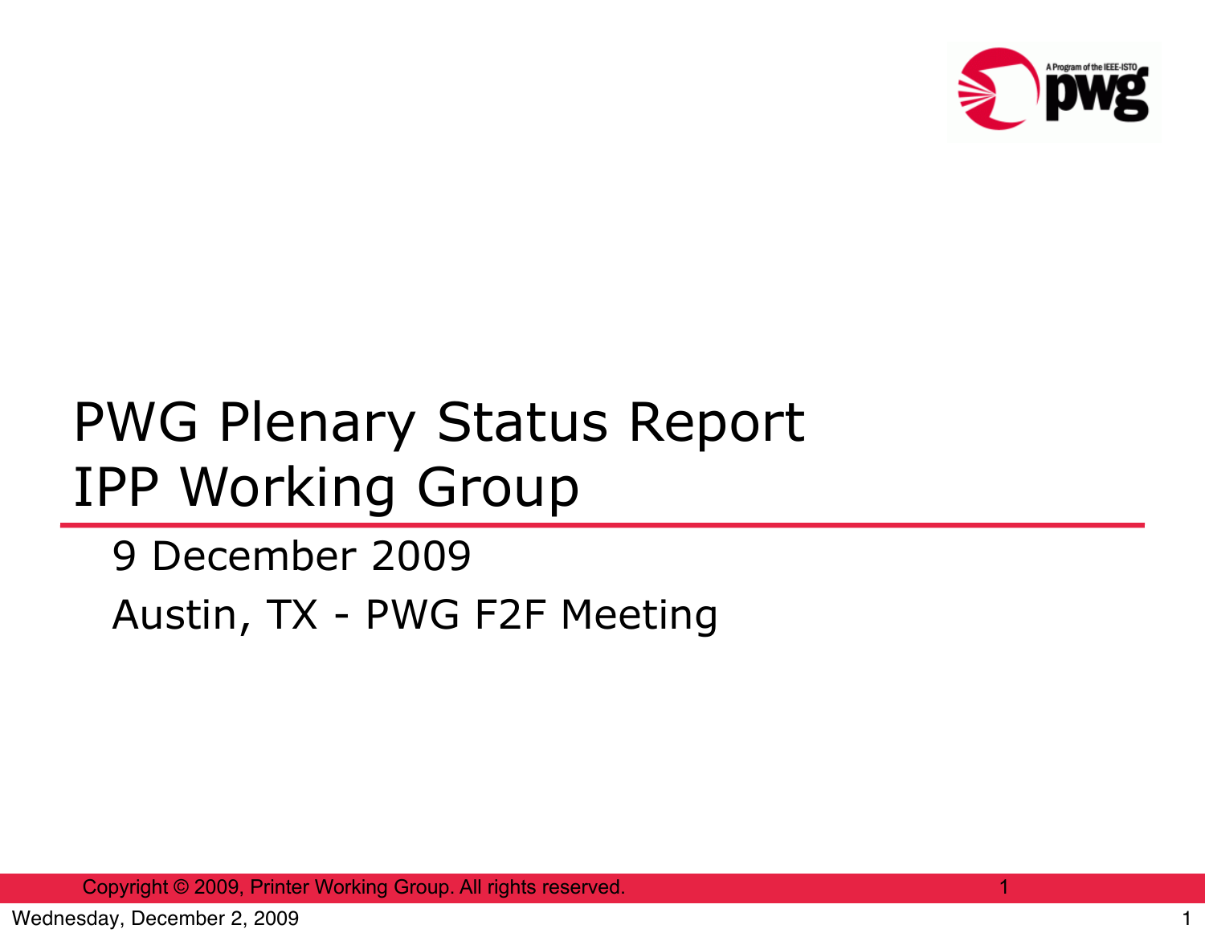# PWG Plenary Status Report
# IPP Working Group

9 December 2009

Austin, TX - PWG F2F Meeting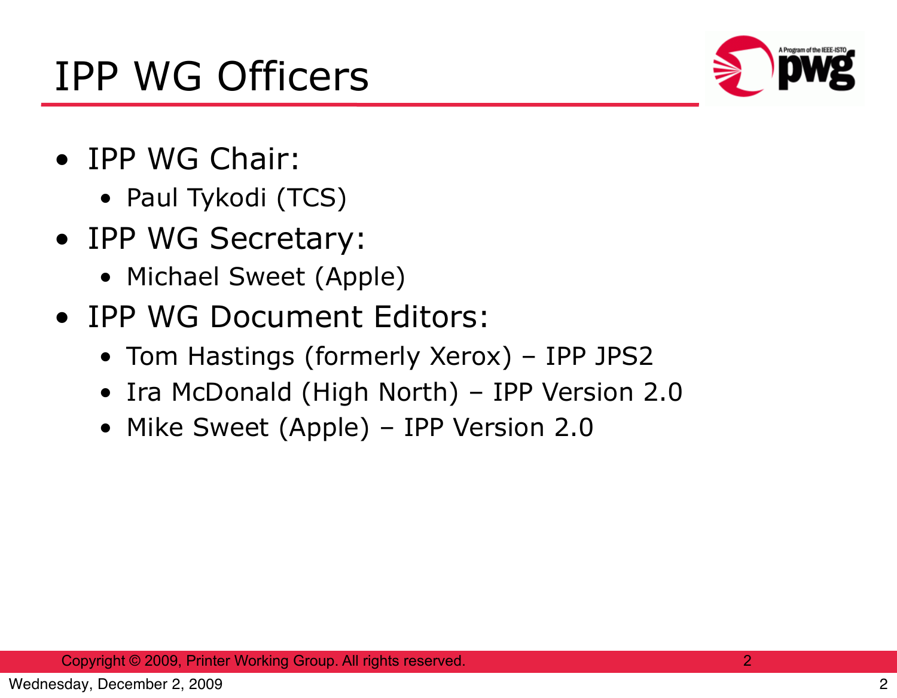# IPP WG Officers

- IPP WG Chair:
  - Paul Tykodi (TCS)
- IPP WG Secretary:
  - Michael Sweet (Apple)
- IPP WG Document Editors:
  - Tom Hastings (formerly Xerox) – IPP JPS2
  - Ira McDonald (High North) – IPP Version 2.0
  - Mike Sweet (Apple) – IPP Version 2.0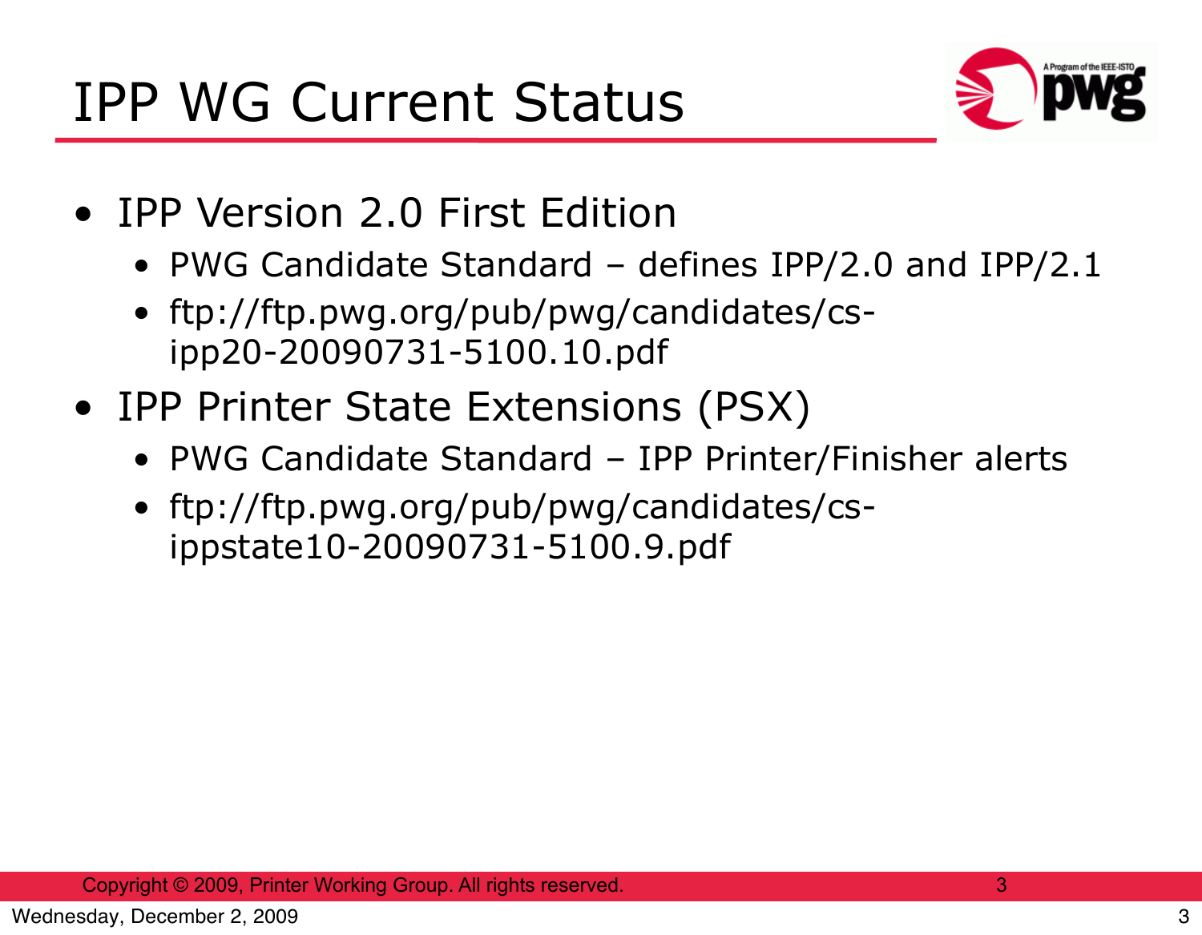# IPP WG Current Status

- IPP Version 2.0 First Edition
  - PWG Candidate Standard – defines IPP/2.0 and IPP/2.1
  - ftp://ftp.pwg.org/pub/pwg/candidates/cs-ipp20-20090731-5100.10.pdf
- IPP Printer State Extensions (PSX)
  - PWG Candidate Standard – IPP Printer/Finisher alerts
  - ftp://ftp.pwg.org/pub/pwg/candidates/cs-ippstate10-20090731-5100.9.pdf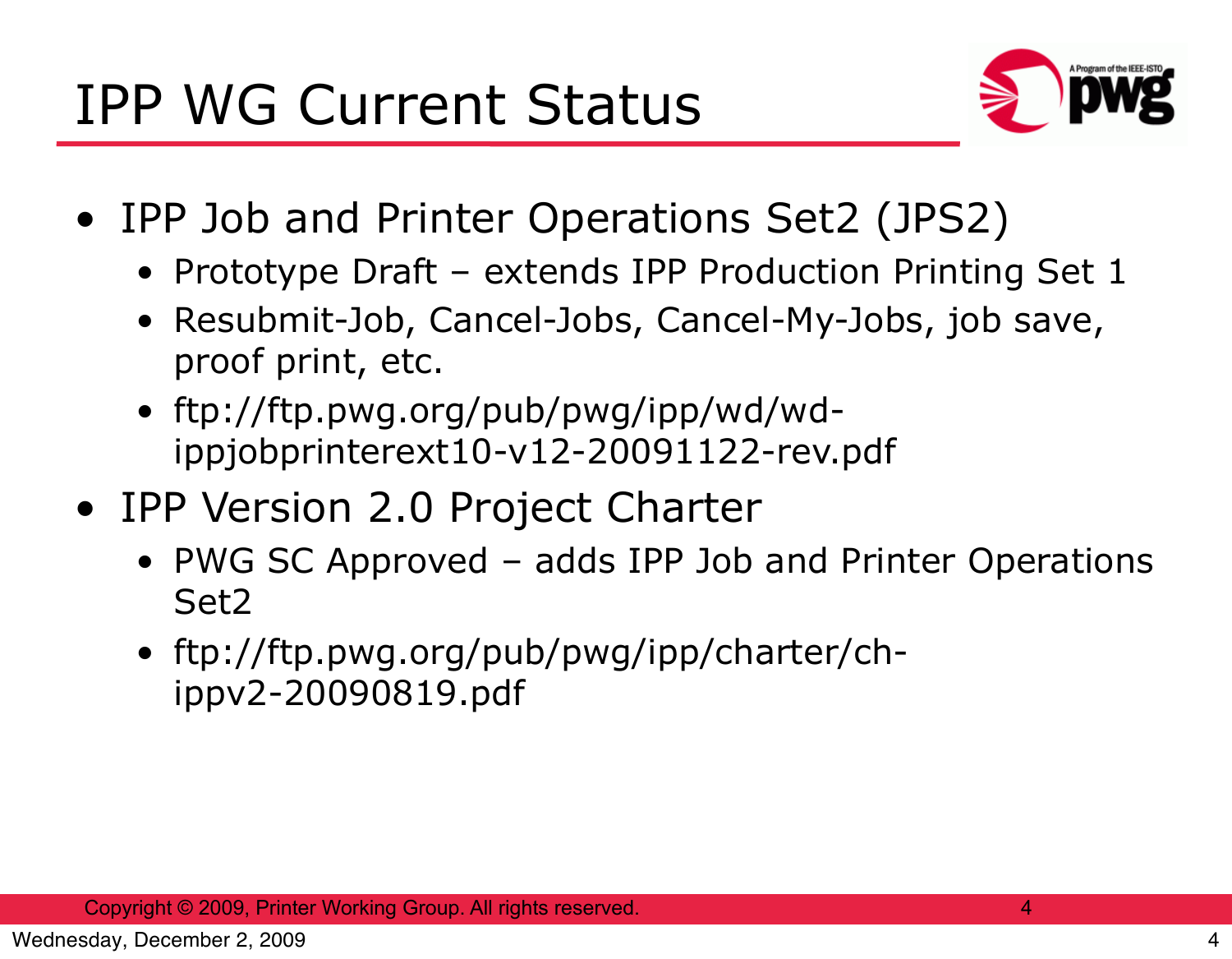# IPP WG Current Status

- IPP Job and Printer Operations Set2 (JPS2)
  - Prototype Draft – extends IPP Production Printing Set 1
  - Resubmit-Job, Cancel-Jobs, Cancel-My-Jobs, job save, proof print, etc.
  - ftp://ftp.pwg.org/pub/pwg/ipp/wd/wd-ippjobprinterext10-v12-20091122-rev.pdf
- IPP Version 2.0 Project Charter
  - PWG SC Approved – adds IPP Job and Printer Operations Set2
  - ftp://ftp.pwg.org/pub/pwg/ipp/charter/ch-ippv2-20090819.pdf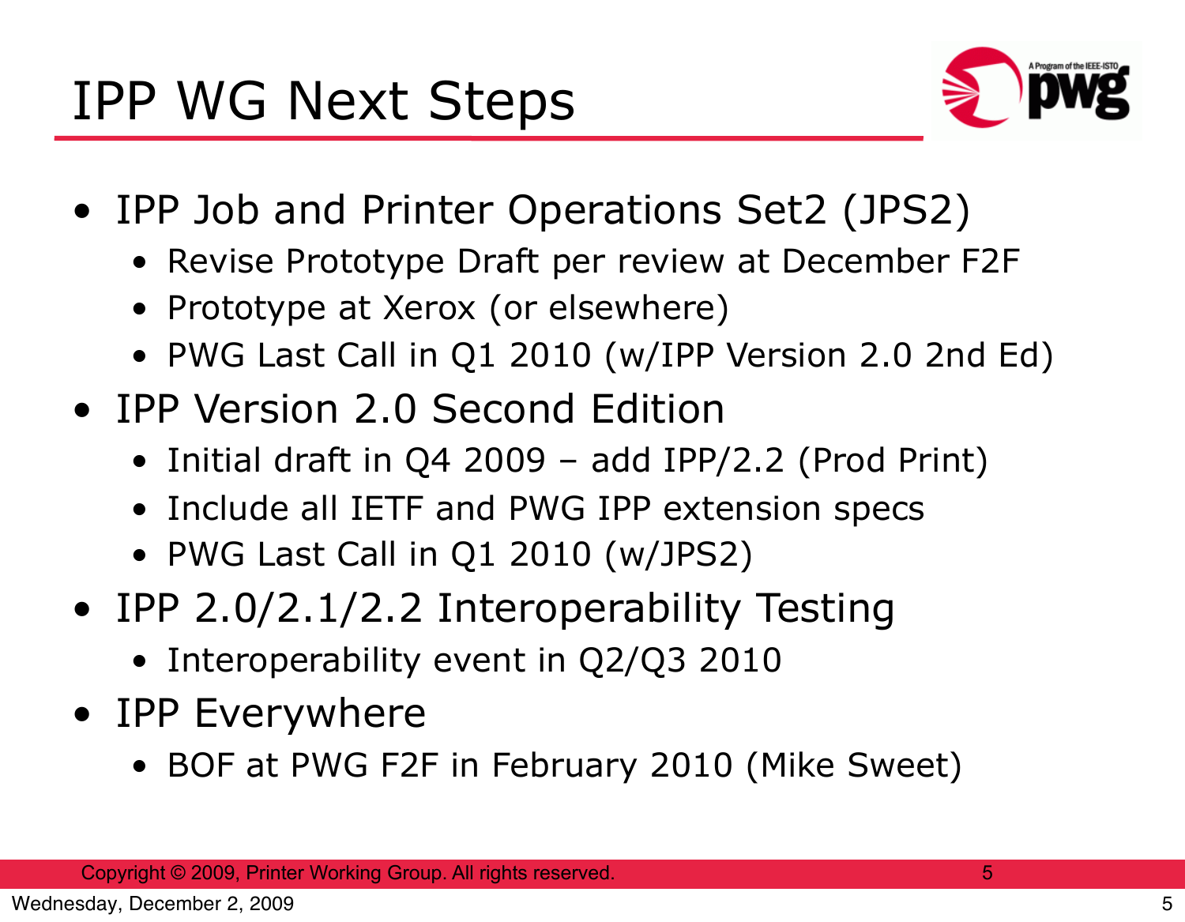# IPP WG Next Steps

- IPP Job and Printer Operations Set2 (JPS2)
  - Revise Prototype Draft per review at December F2F
  - Prototype at Xerox (or elsewhere)
  - PWG Last Call in Q1 2010 (w/IPP Version 2.0 2nd Ed)
- IPP Version 2.0 Second Edition
  - Initial draft in Q4 2009 – add IPP/2.2 (Prod Print)
  - Include all IETF and PWG IPP extension specs
  - PWG Last Call in Q1 2010 (w/JPS2)
- IPP 2.0/2.1/2.2 Interoperability Testing
  - Interoperability event in Q2/Q3 2010
- IPP Everywhere
  - BOF at PWG F2F in February 2010 (Mike Sweet)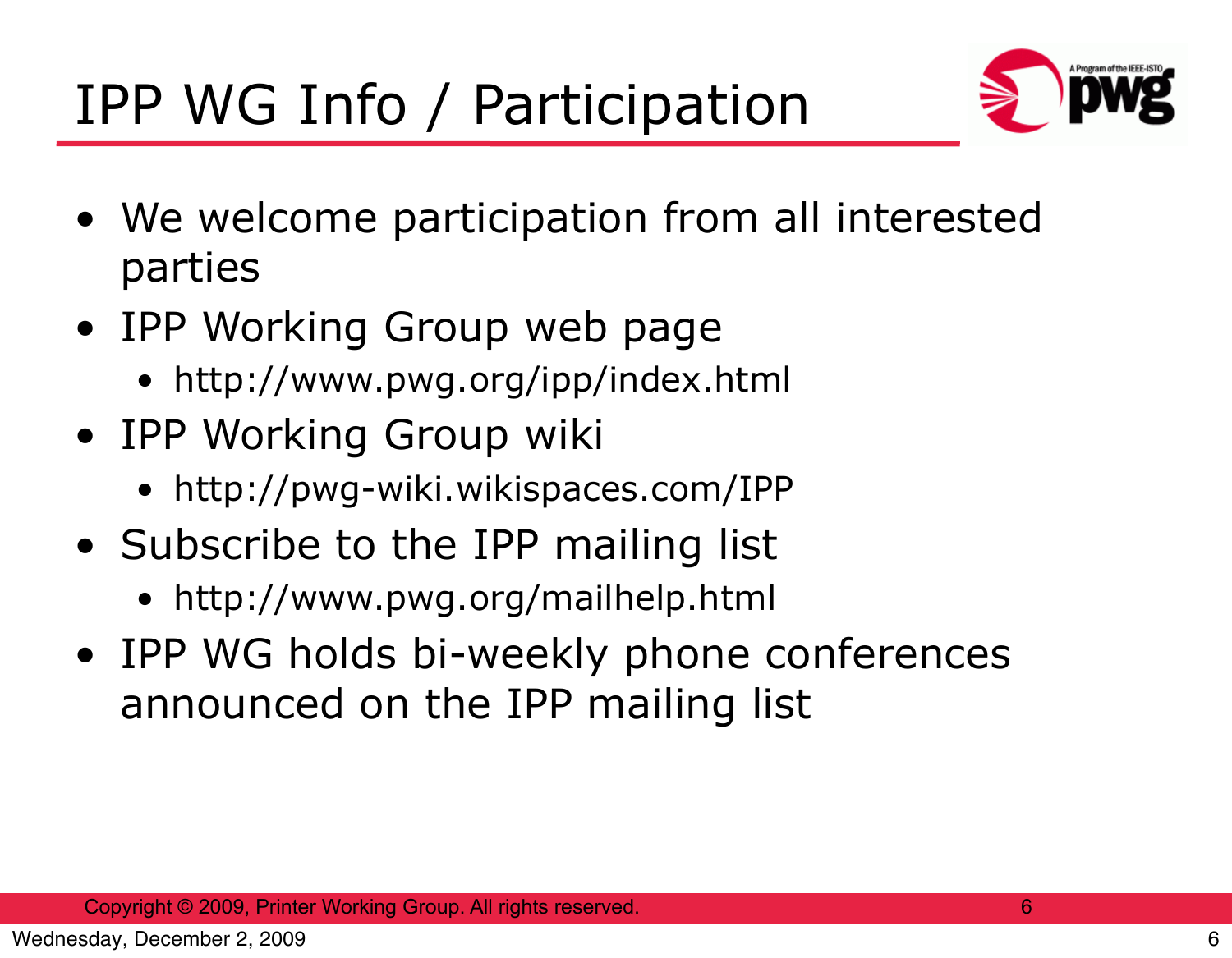# IPP WG Info / Participation

- We welcome participation from all interested parties
- IPP Working Group web page
  - http://www.pwg.org/ipp/index.html
- IPP Working Group wiki
  - http://pwg-wiki.wikispaces.com/IPP
- Subscribe to the IPP mailing list
  - http://www.pwg.org/mailhelp.html
- IPP WG holds bi-weekly phone conferences announced on the IPP mailing list